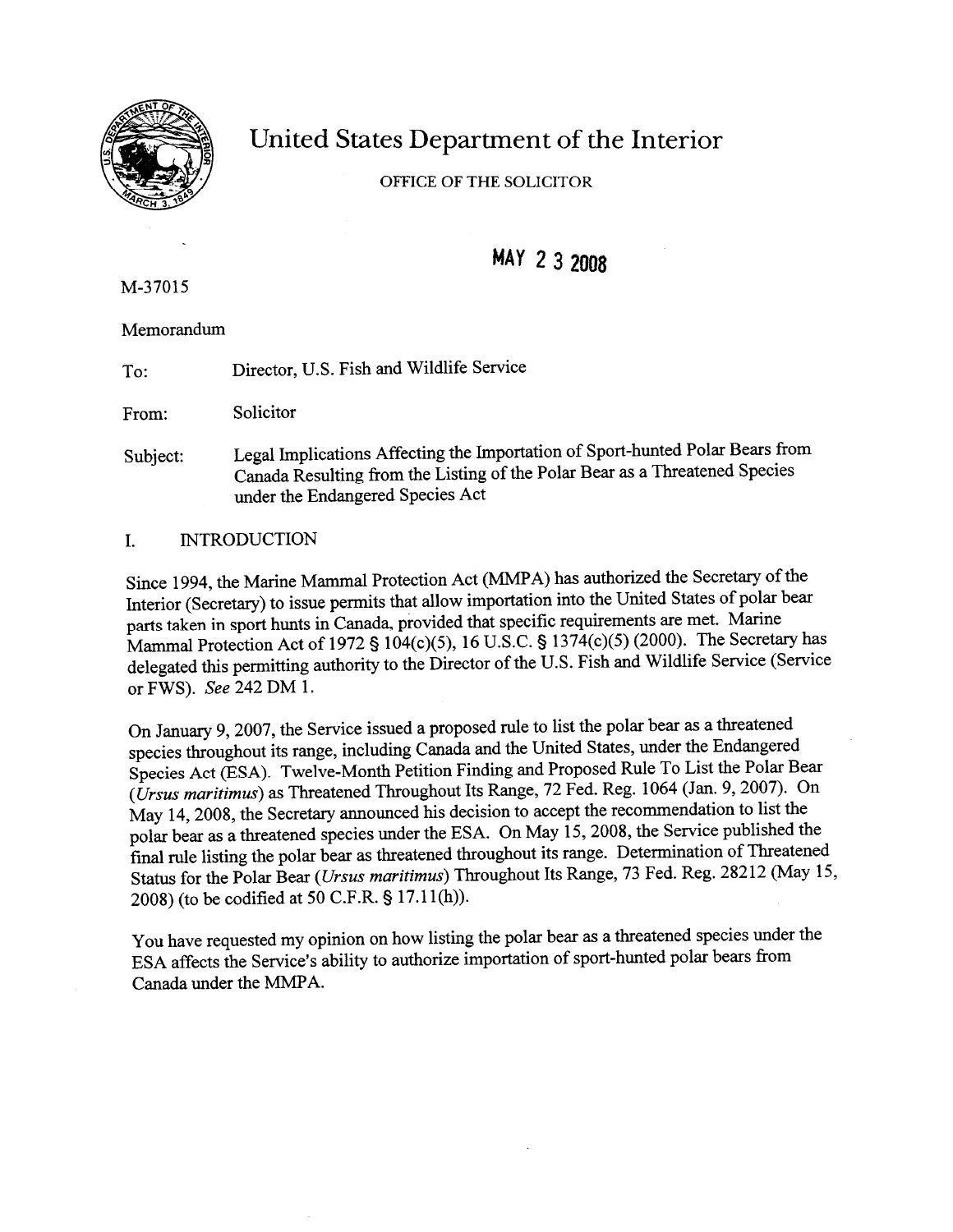# United States Department of the Interior

OFFICE OF THE SOLICITOR

**MAY 23 2008**

M-37015

Memorandum

To: Director, U.S. Fish and Wildlife Service

From: Solicitor

Subject: Legal Implications Affecting the Importation of Sport-hunted Polar Bears from Canada Resulting from the Listing of the Polar Bear as a Threatened Species under the Endangered Species Act

## I. INTRODUCTION

Since 1994, the Marine Mammal Protection Act (MMPA) has authorized the Secretary of the Interior (Secretary) to issue permits that allow importation into the United States of polar bear parts taken in sport hunts in Canada, provided that specific requirements are met. Marine Mammal Protection Act of 1972 § 104(c)(5), 16 U.S.C. § 1374(c)(5) (2000). The Secretary has delegated this permitting authority to the Director of the U.S. Fish and Wildlife Service (Service or FWS). *See* 242 DM 1.

On January 9, 2007, the Service issued a proposed rule to list the polar bear as a threatened species throughout its range, including Canada and the United States, under the Endangered Species Act (ESA). Twelve-Month Petition Finding and Proposed Rule To List the Polar Bear (*Ursus maritimus*) as Threatened Throughout Its Range, 72 Fed. Reg. 1064 (Jan. 9, 2007). On May 14, 2008, the Secretary announced his decision to accept the recommendation to list the polar bear as a threatened species under the ESA. On May 15, 2008, the Service published the final rule listing the polar bear as threatened throughout its range. Determination of Threatened Status for the Polar Bear (*Ursus maritimus*) Throughout Its Range, 73 Fed. Reg. 28212 (May 15, 2008) (to be codified at 50 C.F.R. § 17.11(h)).

You have requested my opinion on how listing the polar bear as a threatened species under the ESA affects the Service's ability to authorize importation of sport-hunted polar bears from Canada under the MMPA.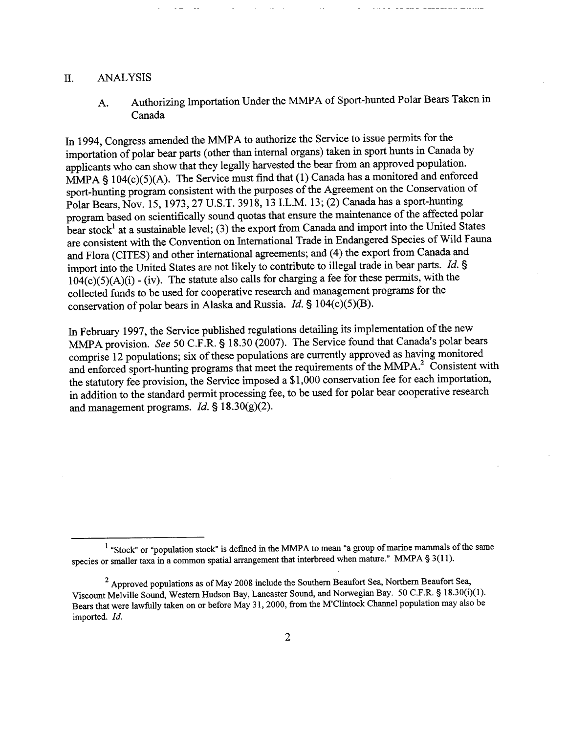## II. ANALYSIS

### A. Authorizing Importation Under the MMPA of Sport-hunted Polar Bears Taken in Canada

In 1994, Congress amended the MMPA to authorize the Service to issue permits for the importation of polar bear parts (other than internal organs) taken in sport hunts in Canada by applicants who can show that they legally harvested the bear from an approved population. MMPA § 104(c)(5)(A). The Service must find that (1) Canada has a monitored and enforced sport-hunting program consistent with the purposes of the Agreement on the Conservation of Polar Bears, Nov. 15, 1973, 27 U.S.T. 3918, 13 I.L.M. 13; (2) Canada has a sport-hunting program based on scientifically sound quotas that ensure the maintenance of the affected polar bear stock[1] at a sustainable level; (3) the export from Canada and import into the United States are consistent with the Convention on International Trade in Endangered Species of Wild Fauna and Flora (CITES) and other international agreements; and (4) the export from Canada and import into the United States are not likely to contribute to illegal trade in bear parts. *Id.* § 104(c)(5)(A)(i) - (iv). The statute also calls for charging a fee for these permits, with the collected funds to be used for cooperative research and management programs for the conservation of polar bears in Alaska and Russia. *Id.* § 104(c)(5)(B).

In February 1997, the Service published regulations detailing its implementation of the new MMPA provision. *See* 50 C.F.R. § 18.30 (2007). The Service found that Canada's polar bears comprise 12 populations; six of these populations are currently approved as having monitored and enforced sport-hunting programs that meet the requirements of the MMPA.[2] Consistent with the statutory fee provision, the Service imposed a $1,000 conservation fee for each importation, in addition to the standard permit processing fee, to be used for polar bear cooperative research and management programs. *Id.* § 18.30(g)(2).

---

[1] "Stock" or "population stock" is defined in the MMPA to mean "a group of marine mammals of the same species or smaller taxa in a common spatial arrangement that interbreed when mature." MMPA § 3(11).

[2] Approved populations as of May 2008 include the Southern Beaufort Sea, Northern Beaufort Sea, Viscount Melville Sound, Western Hudson Bay, Lancaster Sound, and Norwegian Bay. 50 C.F.R. § 18.30(i)(1). Bears that were lawfully taken on or before May 31, 2000, from the M'Clintock Channel population may also be imported. *Id.*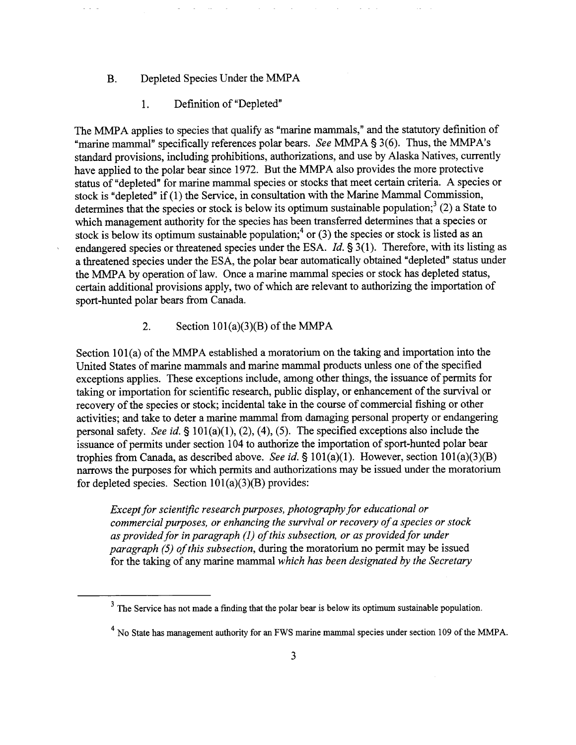## B. Depleted Species Under the MMPA

### 1. Definition of "Depleted"

The MMPA applies to species that qualify as "marine mammals," and the statutory definition of "marine mammal" specifically references polar bears. *See* MMPA § 3(6). Thus, the MMPA's standard provisions, including prohibitions, authorizations, and use by Alaska Natives, currently have applied to the polar bear since 1972. But the MMPA also provides the more protective status of "depleted" for marine mammal species or stocks that meet certain criteria. A species or stock is "depleted" if (1) the Service, in consultation with the Marine Mammal Commission, determines that the species or stock is below its optimum sustainable population;[3] (2) a State to which management authority for the species has been transferred determines that a species or stock is below its optimum sustainable population;[4] or (3) the species or stock is listed as an endangered species or threatened species under the ESA. *Id.* § 3(1). Therefore, with its listing as a threatened species under the ESA, the polar bear automatically obtained "depleted" status under the MMPA by operation of law. Once a marine mammal species or stock has depleted status, certain additional provisions apply, two of which are relevant to authorizing the importation of sport-hunted polar bears from Canada.

### 2. Section 101(a)(3)(B) of the MMPA

Section 101(a) of the MMPA established a moratorium on the taking and importation into the United States of marine mammals and marine mammal products unless one of the specified exceptions applies. These exceptions include, among other things, the issuance of permits for taking or importation for scientific research, public display, or enhancement of the survival or recovery of the species or stock; incidental take in the course of commercial fishing or other activities; and take to deter a marine mammal from damaging personal property or endangering personal safety. *See id.* § 101(a)(1), (2), (4), (5). The specified exceptions also include the issuance of permits under section 104 to authorize the importation of sport-hunted polar bear trophies from Canada, as described above. *See id.* § 101(a)(1). However, section 101(a)(3)(B) narrows the purposes for which permits and authorizations may be issued under the moratorium for depleted species. Section 101(a)(3)(B) provides:

> *Except for scientific research purposes, photography for educational or commercial purposes, or enhancing the survival or recovery of a species or stock as provided for in paragraph (1) of this subsection, or as provided for under paragraph (5) of this subsection,* during the moratorium no permit may be issued for the taking of any marine mammal *which has been designated by the Secretary*

[3] The Service has not made a finding that the polar bear is below its optimum sustainable population.

[4] No State has management authority for an FWS marine mammal species under section 109 of the MMPA.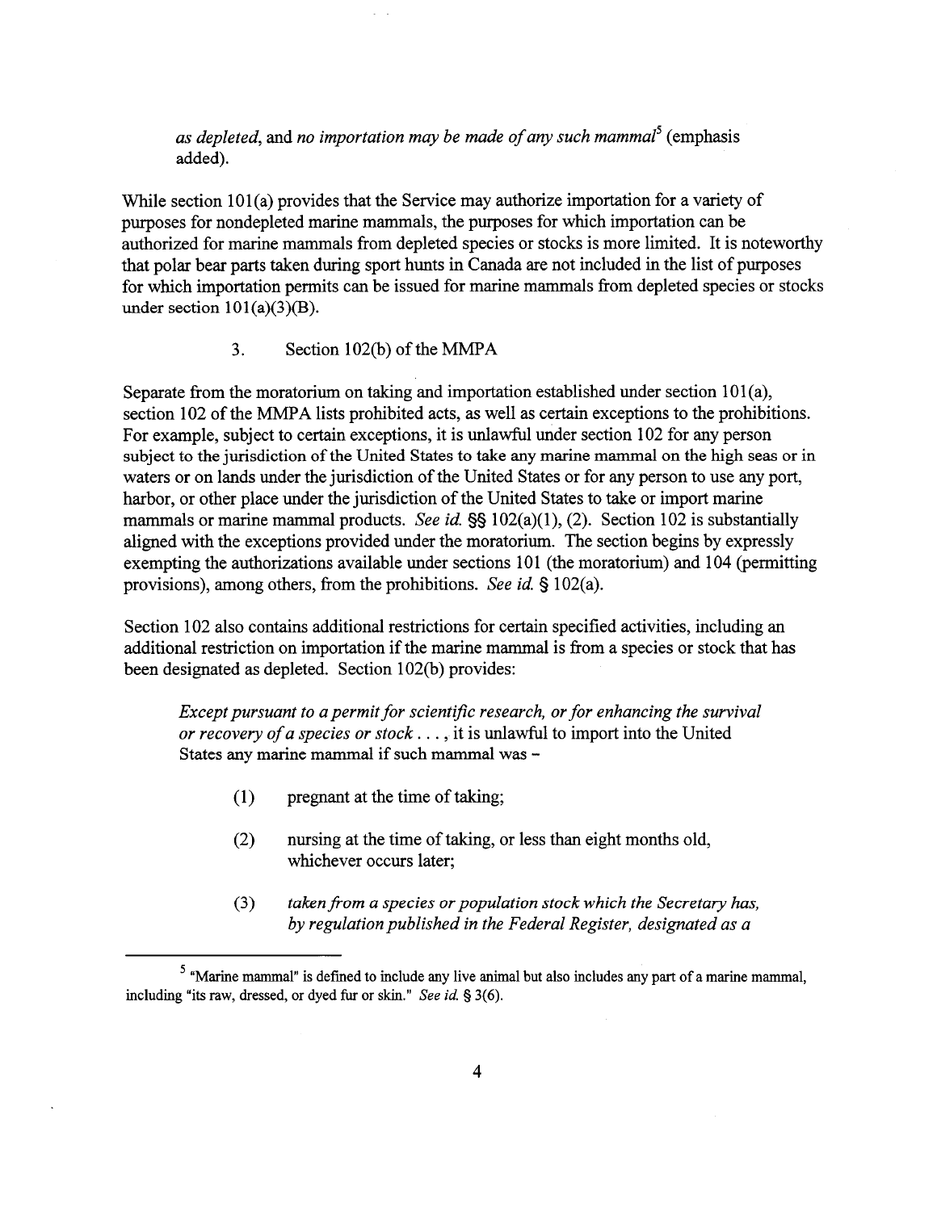*as depleted*, and *no importation may be made of any such mammal*[5] (emphasis added).

While section 101(a) provides that the Service may authorize importation for a variety of purposes for nondepleted marine mammals, the purposes for which importation can be authorized for marine mammals from depleted species or stocks is more limited. It is noteworthy that polar bear parts taken during sport hunts in Canada are not included in the list of purposes for which importation permits can be issued for marine mammals from depleted species or stocks under section 101(a)(3)(B).

### 3. Section 102(b) of the MMPA

Separate from the moratorium on taking and importation established under section 101(a), section 102 of the MMPA lists prohibited acts, as well as certain exceptions to the prohibitions. For example, subject to certain exceptions, it is unlawful under section 102 for any person subject to the jurisdiction of the United States to take any marine mammal on the high seas or in waters or on lands under the jurisdiction of the United States or for any person to use any port, harbor, or other place under the jurisdiction of the United States to take or import marine mammals or marine mammal products. *See id.* §§ 102(a)(1), (2). Section 102 is substantially aligned with the exceptions provided under the moratorium. The section begins by expressly exempting the authorizations available under sections 101 (the moratorium) and 104 (permitting provisions), among others, from the prohibitions. *See id.* § 102(a).

Section 102 also contains additional restrictions for certain specified activities, including an additional restriction on importation if the marine mammal is from a species or stock that has been designated as depleted. Section 102(b) provides:

> *Except pursuant to a permit for scientific research, or for enhancing the survival or recovery of a species or stock* . . . , it is unlawful to import into the United States any marine mammal if such mammal was –
>
> (1) pregnant at the time of taking;
>
> (2) nursing at the time of taking, or less than eight months old, whichever occurs later;
>
> (3) *taken from a species or population stock which the Secretary has, by regulation published in the Federal Register, designated as a*

[5] "Marine mammal" is defined to include any live animal but also includes any part of a marine mammal, including "its raw, dressed, or dyed fur or skin." *See id.* § 3(6).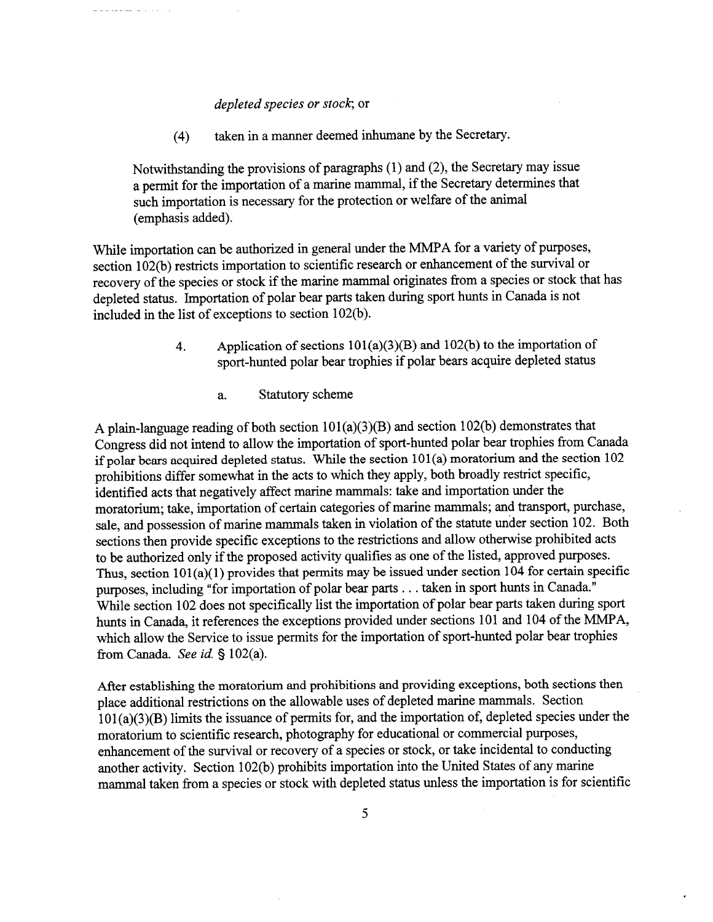*depleted species or stock*; or

(4) taken in a manner deemed inhumane by the Secretary.

> Notwithstanding the provisions of paragraphs (1) and (2), the Secretary may issue a permit for the importation of a marine mammal, if the Secretary determines that such importation is necessary for the protection or welfare of the animal (emphasis added).

While importation can be authorized in general under the MMPA for a variety of purposes, section 102(b) restricts importation to scientific research or enhancement of the survival or recovery of the species or stock if the marine mammal originates from a species or stock that has depleted status. Importation of polar bear parts taken during sport hunts in Canada is not included in the list of exceptions to section 102(b).

4. Application of sections 101(a)(3)(B) and 102(b) to the importation of sport-hunted polar bear trophies if polar bears acquire depleted status

a. Statutory scheme

A plain-language reading of both section 101(a)(3)(B) and section 102(b) demonstrates that Congress did not intend to allow the importation of sport-hunted polar bear trophies from Canada if polar bears acquired depleted status. While the section 101(a) moratorium and the section 102 prohibitions differ somewhat in the acts to which they apply, both broadly restrict specific, identified acts that negatively affect marine mammals: take and importation under the moratorium; take, importation of certain categories of marine mammals; and transport, purchase, sale, and possession of marine mammals taken in violation of the statute under section 102. Both sections then provide specific exceptions to the restrictions and allow otherwise prohibited acts to be authorized only if the proposed activity qualifies as one of the listed, approved purposes. Thus, section 101(a)(1) provides that permits may be issued under section 104 for certain specific purposes, including "for importation of polar bear parts . . . taken in sport hunts in Canada." While section 102 does not specifically list the importation of polar bear parts taken during sport hunts in Canada, it references the exceptions provided under sections 101 and 104 of the MMPA, which allow the Service to issue permits for the importation of sport-hunted polar bear trophies from Canada. *See id.* § 102(a).

After establishing the moratorium and prohibitions and providing exceptions, both sections then place additional restrictions on the allowable uses of depleted marine mammals. Section 101(a)(3)(B) limits the issuance of permits for, and the importation of, depleted species under the moratorium to scientific research, photography for educational or commercial purposes, enhancement of the survival or recovery of a species or stock, or take incidental to conducting another activity. Section 102(b) prohibits importation into the United States of any marine mammal taken from a species or stock with depleted status unless the importation is for scientific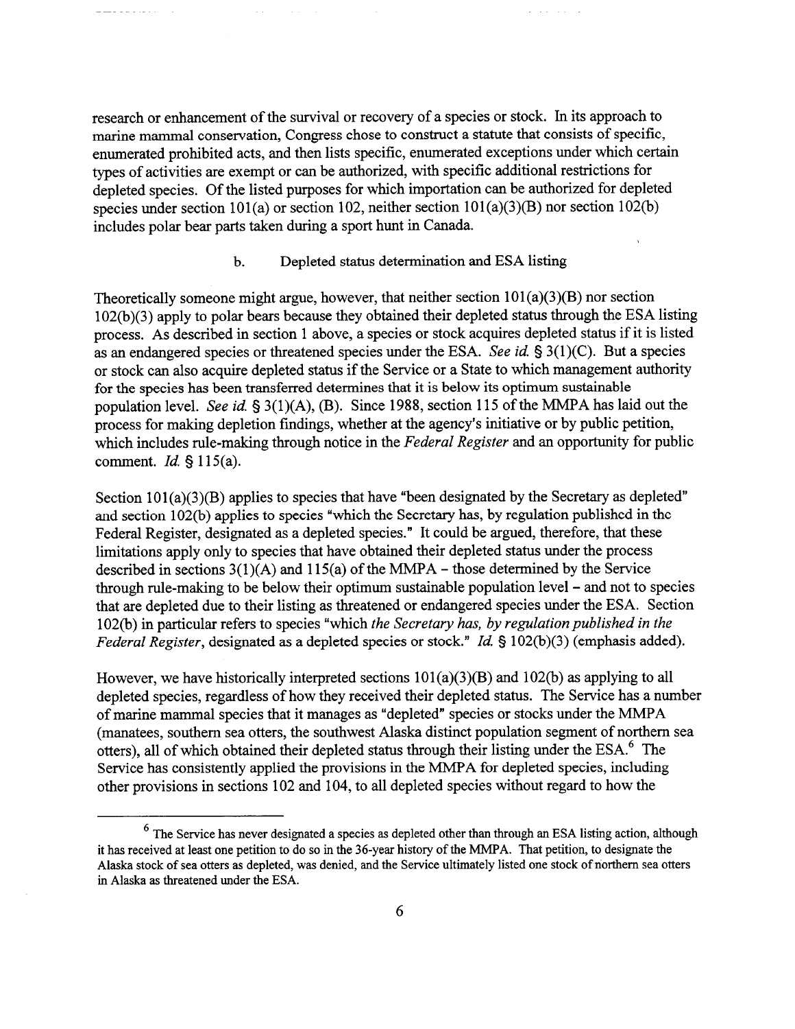research or enhancement of the survival or recovery of a species or stock. In its approach to marine mammal conservation, Congress chose to construct a statute that consists of specific, enumerated prohibited acts, and then lists specific, enumerated exceptions under which certain types of activities are exempt or can be authorized, with specific additional restrictions for depleted species. Of the listed purposes for which importation can be authorized for depleted species under section 101(a) or section 102, neither section 101(a)(3)(B) nor section 102(b) includes polar bear parts taken during a sport hunt in Canada.

### b. Depleted status determination and ESA listing

Theoretically someone might argue, however, that neither section 101(a)(3)(B) nor section 102(b)(3) apply to polar bears because they obtained their depleted status through the ESA listing process. As described in section 1 above, a species or stock acquires depleted status if it is listed as an endangered species or threatened species under the ESA. *See id.* § 3(1)(C). But a species or stock can also acquire depleted status if the Service or a State to which management authority for the species has been transferred determines that it is below its optimum sustainable population level. *See id.* § 3(1)(A), (B). Since 1988, section 115 of the MMPA has laid out the process for making depletion findings, whether at the agency's initiative or by public petition, which includes rule-making through notice in the *Federal Register* and an opportunity for public comment. *Id.* § 115(a).

Section 101(a)(3)(B) applies to species that have "been designated by the Secretary as depleted" and section 102(b) applies to species "which the Secretary has, by regulation published in the Federal Register, designated as a depleted species." It could be argued, therefore, that these limitations apply only to species that have obtained their depleted status under the process described in sections 3(1)(A) and 115(a) of the MMPA – those determined by the Service through rule-making to be below their optimum sustainable population level – and not to species that are depleted due to their listing as threatened or endangered species under the ESA. Section 102(b) in particular refers to species "which *the Secretary has, by regulation published in the Federal Register*, designated as a depleted species or stock." *Id.* § 102(b)(3) (emphasis added).

However, we have historically interpreted sections 101(a)(3)(B) and 102(b) as applying to all depleted species, regardless of how they received their depleted status. The Service has a number of marine mammal species that it manages as "depleted" species or stocks under the MMPA (manatees, southern sea otters, the southwest Alaska distinct population segment of northern sea otters), all of which obtained their depleted status through their listing under the ESA.[6] The Service has consistently applied the provisions in the MMPA for depleted species, including other provisions in sections 102 and 104, to all depleted species without regard to how the

---

[6] The Service has never designated a species as depleted other than through an ESA listing action, although it has received at least one petition to do so in the 36-year history of the MMPA. That petition, to designate the Alaska stock of sea otters as depleted, was denied, and the Service ultimately listed one stock of northern sea otters in Alaska as threatened under the ESA.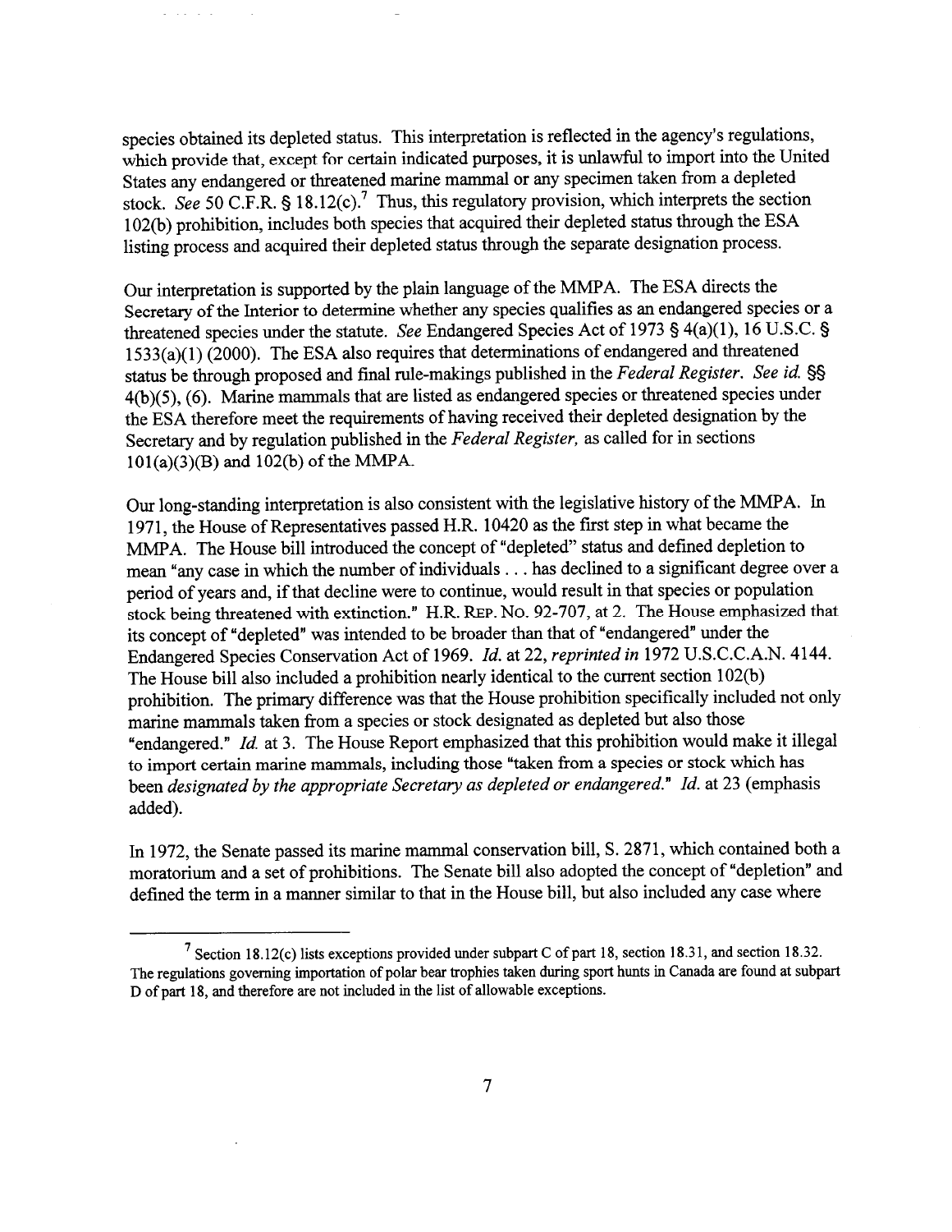species obtained its depleted status. This interpretation is reflected in the agency's regulations, which provide that, except for certain indicated purposes, it is unlawful to import into the United States any endangered or threatened marine mammal or any specimen taken from a depleted stock. *See* 50 C.F.R. § 18.12(c).[7] Thus, this regulatory provision, which interprets the section 102(b) prohibition, includes both species that acquired their depleted status through the ESA listing process and acquired their depleted status through the separate designation process.

Our interpretation is supported by the plain language of the MMPA. The ESA directs the Secretary of the Interior to determine whether any species qualifies as an endangered species or a threatened species under the statute. *See* Endangered Species Act of 1973 § 4(a)(1), 16 U.S.C. § 1533(a)(1) (2000). The ESA also requires that determinations of endangered and threatened status be through proposed and final rule-makings published in the *Federal Register*. *See id.* §§ 4(b)(5), (6). Marine mammals that are listed as endangered species or threatened species under the ESA therefore meet the requirements of having received their depleted designation by the Secretary and by regulation published in the *Federal Register,* as called for in sections 101(a)(3)(B) and 102(b) of the MMPA.

Our long-standing interpretation is also consistent with the legislative history of the MMPA. In 1971, the House of Representatives passed H.R. 10420 as the first step in what became the MMPA. The House bill introduced the concept of "depleted" status and defined depletion to mean "any case in which the number of individuals . . . has declined to a significant degree over a period of years and, if that decline were to continue, would result in that species or population stock being threatened with extinction." H.R. REP. NO. 92-707, at 2. The House emphasized that its concept of "depleted" was intended to be broader than that of "endangered" under the Endangered Species Conservation Act of 1969. *Id.* at 22, *reprinted in* 1972 U.S.C.C.A.N. 4144. The House bill also included a prohibition nearly identical to the current section 102(b) prohibition. The primary difference was that the House prohibition specifically included not only marine mammals taken from a species or stock designated as depleted but also those "endangered." *Id.* at 3. The House Report emphasized that this prohibition would make it illegal to import certain marine mammals, including those "taken from a species or stock which has been *designated by the appropriate Secretary as depleted or endangered.*" *Id.* at 23 (emphasis added).

In 1972, the Senate passed its marine mammal conservation bill, S. 2871, which contained both a moratorium and a set of prohibitions. The Senate bill also adopted the concept of "depletion" and defined the term in a manner similar to that in the House bill, but also included any case where

---

[7] Section 18.12(c) lists exceptions provided under subpart C of part 18, section 18.31, and section 18.32. The regulations governing importation of polar bear trophies taken during sport hunts in Canada are found at subpart D of part 18, and therefore are not included in the list of allowable exceptions.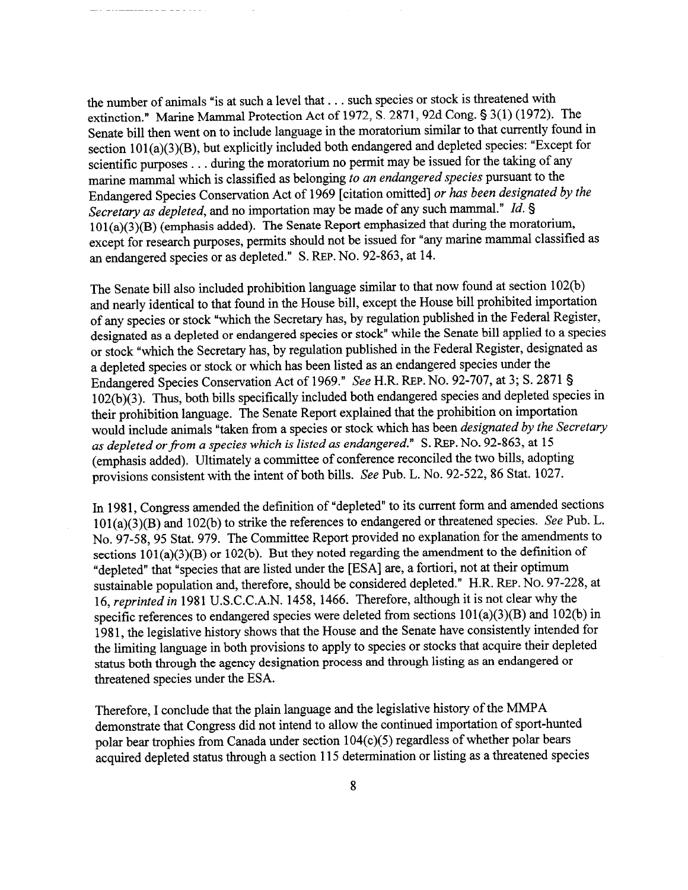the number of animals "is at such a level that . . . such species or stock is threatened with extinction." Marine Mammal Protection Act of 1972, S. 2871, 92d Cong. § 3(1) (1972). The Senate bill then went on to include language in the moratorium similar to that currently found in section 101(a)(3)(B), but explicitly included both endangered and depleted species: "Except for scientific purposes . . . during the moratorium no permit may be issued for the taking of any marine mammal which is classified as belonging *to an endangered species* pursuant to the Endangered Species Conservation Act of 1969 [citation omitted] *or has been designated by the Secretary as depleted*, and no importation may be made of any such mammal." *Id.* § 101(a)(3)(B) (emphasis added). The Senate Report emphasized that during the moratorium, except for research purposes, permits should not be issued for "any marine mammal classified as an endangered species or as depleted." S. REP. NO. 92-863, at 14.

The Senate bill also included prohibition language similar to that now found at section 102(b) and nearly identical to that found in the House bill, except the House bill prohibited importation of any species or stock "which the Secretary has, by regulation published in the Federal Register, designated as a depleted or endangered species or stock" while the Senate bill applied to a species or stock "which the Secretary has, by regulation published in the Federal Register, designated as a depleted species or stock or which has been listed as an endangered species under the Endangered Species Conservation Act of 1969." *See* H.R. REP. NO. 92-707, at 3; S. 2871 § 102(b)(3). Thus, both bills specifically included both endangered species and depleted species in their prohibition language. The Senate Report explained that the prohibition on importation would include animals "taken from a species or stock which has been *designated by the Secretary as depleted or from a species which is listed as endangered*." S. REP. NO. 92-863, at 15 (emphasis added). Ultimately a committee of conference reconciled the two bills, adopting provisions consistent with the intent of both bills. *See* Pub. L. No. 92-522, 86 Stat. 1027.

In 1981, Congress amended the definition of "depleted" to its current form and amended sections 101(a)(3)(B) and 102(b) to strike the references to endangered or threatened species. *See* Pub. L. No. 97-58, 95 Stat. 979. The Committee Report provided no explanation for the amendments to sections 101(a)(3)(B) or 102(b). But they noted regarding the amendment to the definition of "depleted" that "species that are listed under the [ESA] are, a fortiori, not at their optimum sustainable population and, therefore, should be considered depleted." H.R. REP. NO. 97-228, at 16, *reprinted in* 1981 U.S.C.C.A.N. 1458, 1466. Therefore, although it is not clear why the specific references to endangered species were deleted from sections 101(a)(3)(B) and 102(b) in 1981, the legislative history shows that the House and the Senate have consistently intended for the limiting language in both provisions to apply to species or stocks that acquire their depleted status both through the agency designation process and through listing as an endangered or threatened species under the ESA.

Therefore, I conclude that the plain language and the legislative history of the MMPA demonstrate that Congress did not intend to allow the continued importation of sport-hunted polar bear trophies from Canada under section 104(c)(5) regardless of whether polar bears acquired depleted status through a section 115 determination or listing as a threatened species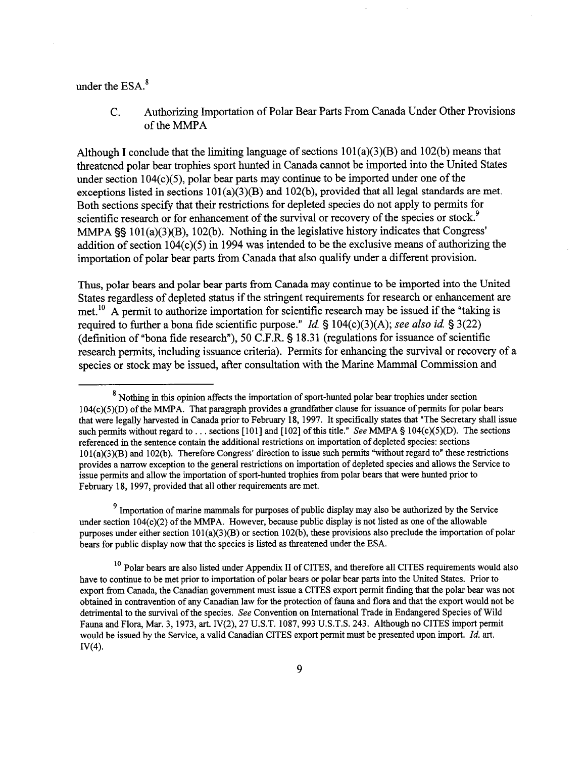under the ESA.[8]

C. Authorizing Importation of Polar Bear Parts From Canada Under Other Provisions of the MMPA

Although I conclude that the limiting language of sections 101(a)(3)(B) and 102(b) means that threatened polar bear trophies sport hunted in Canada cannot be imported into the United States under section 104(c)(5), polar bear parts may continue to be imported under one of the exceptions listed in sections 101(a)(3)(B) and 102(b), provided that all legal standards are met. Both sections specify that their restrictions for depleted species do not apply to permits for scientific research or for enhancement of the survival or recovery of the species or stock.[9] MMPA §§ 101(a)(3)(B), 102(b). Nothing in the legislative history indicates that Congress' addition of section 104(c)(5) in 1994 was intended to be the exclusive means of authorizing the importation of polar bear parts from Canada that also qualify under a different provision.

Thus, polar bears and polar bear parts from Canada may continue to be imported into the United States regardless of depleted status if the stringent requirements for research or enhancement are met.[10] A permit to authorize importation for scientific research may be issued if the "taking is required to further a bona fide scientific purpose." *Id.* § 104(c)(3)(A); *see also id.* § 3(22) (definition of "bona fide research"), 50 C.F.R. § 18.31 (regulations for issuance of scientific research permits, including issuance criteria). Permits for enhancing the survival or recovery of a species or stock may be issued, after consultation with the Marine Mammal Commission and

---

[8] Nothing in this opinion affects the importation of sport-hunted polar bear trophies under section 104(c)(5)(D) of the MMPA. That paragraph provides a grandfather clause for issuance of permits for polar bears that were legally harvested in Canada prior to February 18, 1997. It specifically states that "The Secretary shall issue such permits without regard to . . . sections [101] and [102] of this title." *See* MMPA § 104(c)(5)(D). The sections referenced in the sentence contain the additional restrictions on importation of depleted species: sections 101(a)(3)(B) and 102(b). Therefore Congress' direction to issue such permits "without regard to" these restrictions provides a narrow exception to the general restrictions on importation of depleted species and allows the Service to issue permits and allow the importation of sport-hunted trophies from polar bears that were hunted prior to February 18, 1997, provided that all other requirements are met.

[9] Importation of marine mammals for purposes of public display may also be authorized by the Service under section 104(c)(2) of the MMPA. However, because public display is not listed as one of the allowable purposes under either section 101(a)(3)(B) or section 102(b), these provisions also preclude the importation of polar bears for public display now that the species is listed as threatened under the ESA.

[10] Polar bears are also listed under Appendix II of CITES, and therefore all CITES requirements would also have to continue to be met prior to importation of polar bears or polar bear parts into the United States. Prior to export from Canada, the Canadian government must issue a CITES export permit finding that the polar bear was not obtained in contravention of any Canadian law for the protection of fauna and flora and that the export would not be detrimental to the survival of the species. *See* Convention on International Trade in Endangered Species of Wild Fauna and Flora, Mar. 3, 1973, art. IV(2), 27 U.S.T. 1087, 993 U.S.T.S. 243. Although no CITES import permit would be issued by the Service, a valid Canadian CITES export permit must be presented upon import. *Id.* art. IV(4).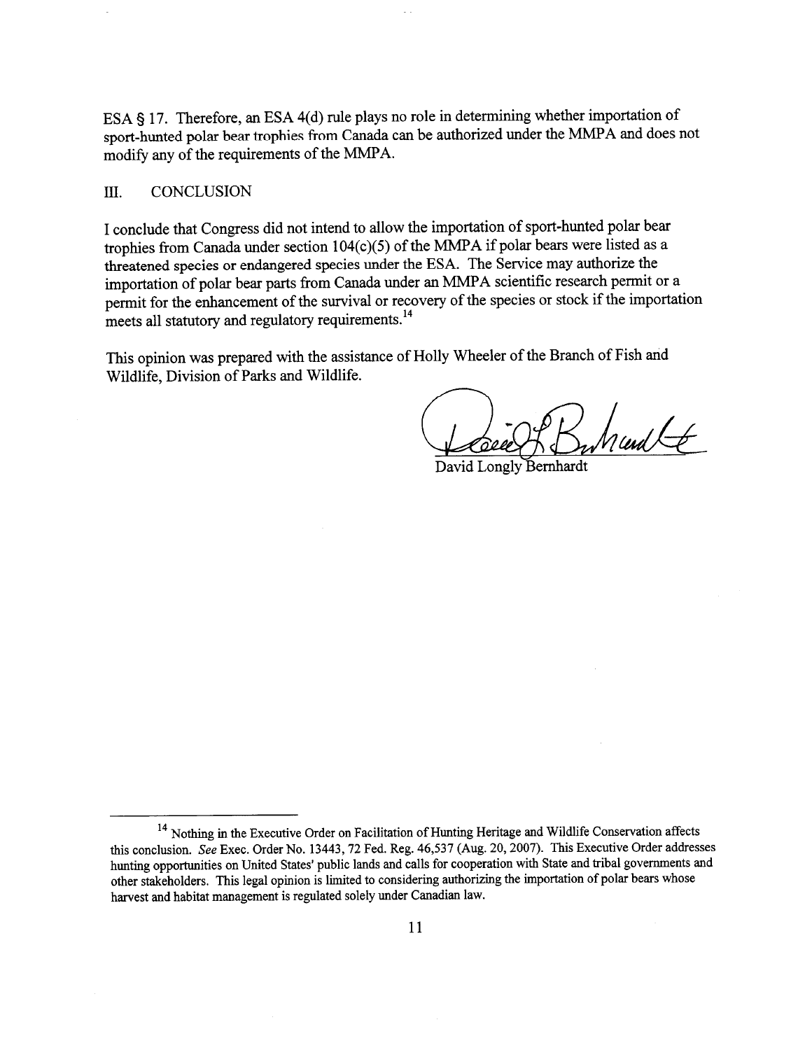ESA § 17. Therefore, an ESA 4(d) rule plays no role in determining whether importation of sport-hunted polar bear trophies from Canada can be authorized under the MMPA and does not modify any of the requirements of the MMPA.

## III. CONCLUSION

I conclude that Congress did not intend to allow the importation of sport-hunted polar bear trophies from Canada under section 104(c)(5) of the MMPA if polar bears were listed as a threatened species or endangered species under the ESA. The Service may authorize the importation of polar bear parts from Canada under an MMPA scientific research permit or a permit for the enhancement of the survival or recovery of the species or stock if the importation meets all statutory and regulatory requirements.[14]

This opinion was prepared with the assistance of Holly Wheeler of the Branch of Fish and Wildlife, Division of Parks and Wildlife.

David Longly Bernhardt

---

[14] Nothing in the Executive Order on Facilitation of Hunting Heritage and Wildlife Conservation affects this conclusion. *See* Exec. Order No. 13443, 72 Fed. Reg. 46,537 (Aug. 20, 2007). This Executive Order addresses hunting opportunities on United States' public lands and calls for cooperation with State and tribal governments and other stakeholders. This legal opinion is limited to considering authorizing the importation of polar bears whose harvest and habitat management is regulated solely under Canadian law.